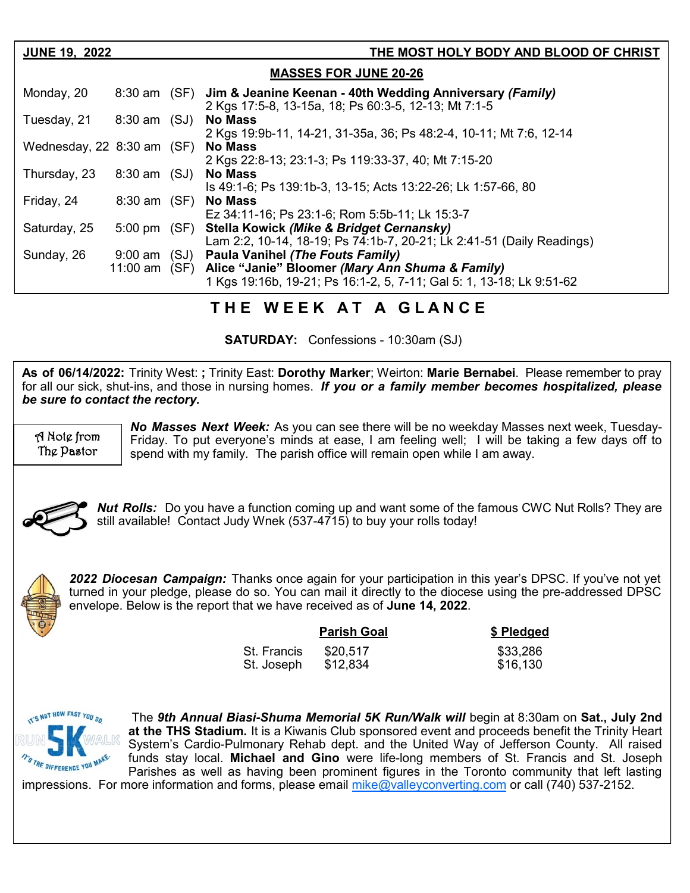**JUNE 19, 2022** **THE MOST HOLY BODY AND BLOOD OF CHRIST**

## MASSES FOR JUNE 20-26

| | | | |
|---|---|---|---|
| Monday, 20 | 8:30 am | (SF) | **Jim & Jeanine Keenan - 40th Wedding Anniversary *(Family)***<br>2 Kgs 17:5-8, 13-15a, 18; Ps 60:3-5, 12-13; Mt 7:1-5 |
| Tuesday, 21 | 8:30 am | (SJ) | **No Mass**<br>2 Kgs 19:9b-11, 14-21, 31-35a, 36; Ps 48:2-4, 10-11; Mt 7:6, 12-14 |
| Wednesday, 22 | 8:30 am | (SF) | **No Mass**<br>2 Kgs 22:8-13; 23:1-3; Ps 119:33-37, 40; Mt 7:15-20 |
| Thursday, 23 | 8:30 am | (SJ) | **No Mass**<br>Is 49:1-6; Ps 139:1b-3, 13-15; Acts 13:22-26; Lk 1:57-66, 80 |
| Friday, 24 | 8:30 am | (SF) | **No Mass**<br>Ez 34:11-16; Ps 23:1-6; Rom 5:5b-11; Lk 15:3-7 |
| Saturday, 25 | 5:00 pm | (SF) | **Stella Kowick *(Mike & Bridget Cernansky)***<br>Lam 2:2, 10-14, 18-19; Ps 74:1b-7, 20-21; Lk 2:41-51 (Daily Readings) |
| Sunday, 26 | 9:00 am | (SJ) | **Paula Vanihel *(The Fouts Family)*** |
| | 11:00 am | (SF) | **Alice "Janie" Bloomer *(Mary Ann Shuma & Family)***<br>1 Kgs 19:16b, 19-21; Ps 16:1-2, 5, 7-11; Gal 5: 1, 13-18; Lk 9:51-62 |

## THE WEEK AT A GLANCE

**SATURDAY:** Confessions - 10:30am (SJ)

**As of 06/14/2022:** Trinity West: **;** Trinity East: **Dorothy Marker**; Weirton: **Marie Bernabei**. Please remember to pray for all our sick, shut-ins, and those in nursing homes. ***If you or a family member becomes hospitalized, please be sure to contact the rectory.***

A Note from The Pastor

***No Masses Next Week:*** As you can see there will be no weekday Masses next week, Tuesday-Friday. To put everyone's minds at ease, I am feeling well; I will be taking a few days off to spend with my family. The parish office will remain open while I am away.

***Nut Rolls:*** Do you have a function coming up and want some of the famous CWC Nut Rolls? They are still available! Contact Judy Wnek (537-4715) to buy your rolls today!

***2022 Diocesan Campaign:*** Thanks once again for your participation in this year's DPSC. If you've not yet turned in your pledge, please do so. You can mail it directly to the diocese using the pre-addressed DPSC envelope. Below is the report that we have received as of **June 14, 2022**.

| | Parish Goal | $ Pledged |
|---|---|---|
| St. Francis | $20,517 | $33,286 |
| St. Joseph | $12,834 | $16,130 |

The ***9th Annual Biasi-Shuma Memorial 5K Run/Walk will*** begin at 8:30am on **Sat., July 2nd at the THS Stadium.** It is a Kiwanis Club sponsored event and proceeds benefit the Trinity Heart System's Cardio-Pulmonary Rehab dept. and the United Way of Jefferson County. All raised funds stay local. **Michael and Gino** were life-long members of St. Francis and St. Joseph Parishes as well as having been prominent figures in the Toronto community that left lasting impressions. For more information and forms, please email mike@valleyconverting.com or call (740) 537-2152.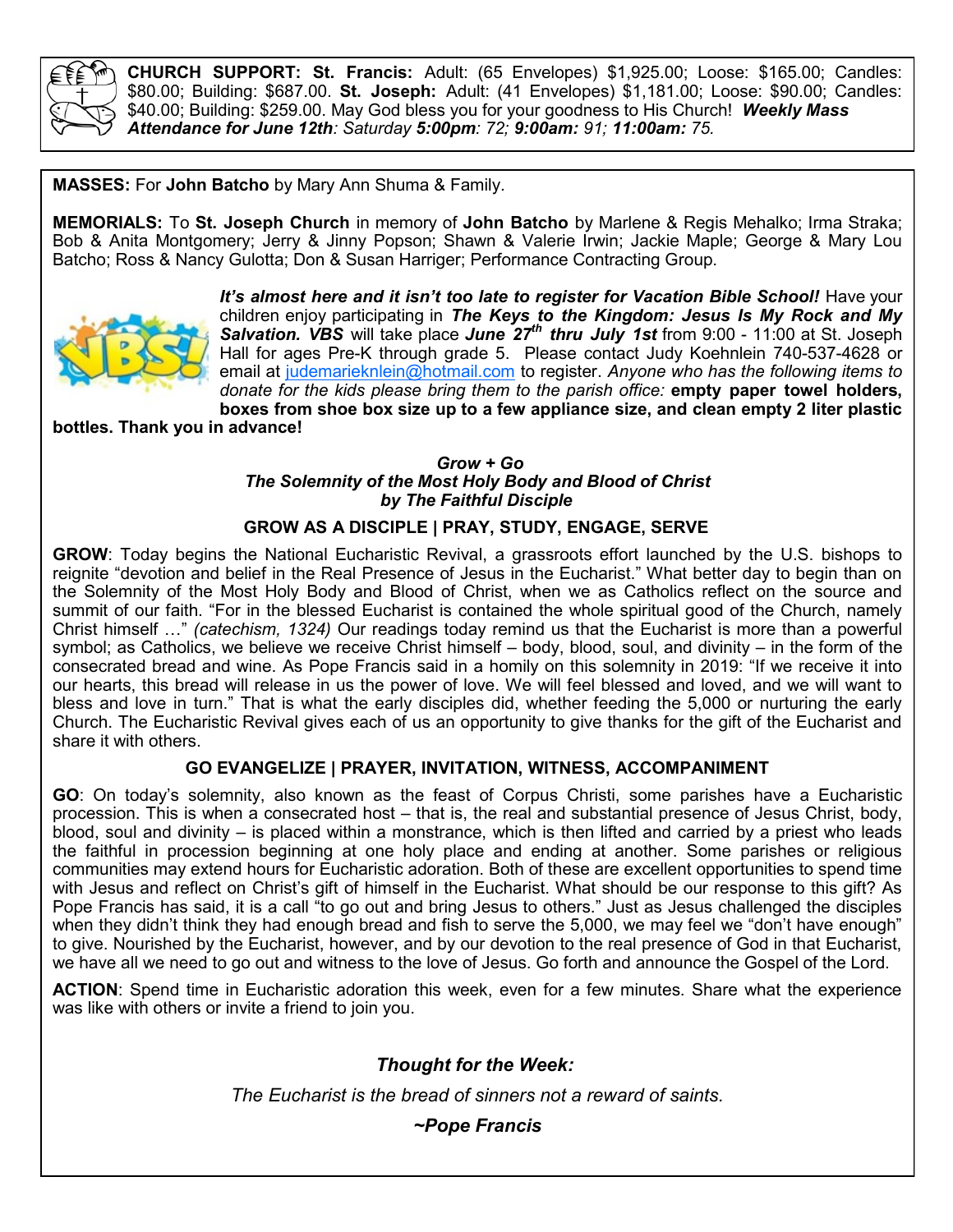**CHURCH SUPPORT: St. Francis:** Adult: (65 Envelopes) $1,925.00; Loose: $165.00; Candles: $80.00; Building: $687.00. **St. Joseph:** Adult: (41 Envelopes) $1,181.00; Loose: $90.00; Candles: $40.00; Building: $259.00. May God bless you for your goodness to His Church! ***Weekly Mass Attendance for June 12th****: Saturday* ***5:00pm****: 72;* ***9:00am:*** *91;* ***11:00am:*** *75.*

**MASSES:** For **John Batcho** by Mary Ann Shuma & Family.

**MEMORIALS:** To **St. Joseph Church** in memory of **John Batcho** by Marlene & Regis Mehalko; Irma Straka; Bob & Anita Montgomery; Jerry & Jinny Popson; Shawn & Valerie Irwin; Jackie Maple; George & Mary Lou Batcho; Ross & Nancy Gulotta; Don & Susan Harriger; Performance Contracting Group.

***It's almost here and it isn't too late to register for Vacation Bible School!*** Have your children enjoy participating in ***The Keys to the Kingdom: Jesus Is My Rock and My Salvation. VBS*** will take place ***June 27th thru July 1st*** from 9:00 - 11:00 at St. Joseph Hall for ages Pre-K through grade 5. Please contact Judy Koehnlein 740-537-4628 or email at judemarieknlein@hotmail.com to register. *Anyone who has the following items to donate for the kids please bring them to the parish office:* **empty paper towel holders, boxes from shoe box size up to a few appliance size, and clean empty 2 liter plastic bottles. Thank you in advance!**

***Grow + Go***
***The Solemnity of the Most Holy Body and Blood of Christ***
***by The Faithful Disciple***

**GROW AS A DISCIPLE | PRAY, STUDY, ENGAGE, SERVE**

**GROW**: Today begins the National Eucharistic Revival, a grassroots effort launched by the U.S. bishops to reignite "devotion and belief in the Real Presence of Jesus in the Eucharist." What better day to begin than on the Solemnity of the Most Holy Body and Blood of Christ, when we as Catholics reflect on the source and summit of our faith. "For in the blessed Eucharist is contained the whole spiritual good of the Church, namely Christ himself …" *(catechism, 1324)* Our readings today remind us that the Eucharist is more than a powerful symbol; as Catholics, we believe we receive Christ himself – body, blood, soul, and divinity – in the form of the consecrated bread and wine. As Pope Francis said in a homily on this solemnity in 2019: "If we receive it into our hearts, this bread will release in us the power of love. We will feel blessed and loved, and we will want to bless and love in turn." That is what the early disciples did, whether feeding the 5,000 or nurturing the early Church. The Eucharistic Revival gives each of us an opportunity to give thanks for the gift of the Eucharist and share it with others.

**GO EVANGELIZE | PRAYER, INVITATION, WITNESS, ACCOMPANIMENT**

**GO**: On today's solemnity, also known as the feast of Corpus Christi, some parishes have a Eucharistic procession. This is when a consecrated host – that is, the real and substantial presence of Jesus Christ, body, blood, soul and divinity – is placed within a monstrance, which is then lifted and carried by a priest who leads the faithful in procession beginning at one holy place and ending at another. Some parishes or religious communities may extend hours for Eucharistic adoration. Both of these are excellent opportunities to spend time with Jesus and reflect on Christ's gift of himself in the Eucharist. What should be our response to this gift? As Pope Francis has said, it is a call "to go out and bring Jesus to others." Just as Jesus challenged the disciples when they didn't think they had enough bread and fish to serve the 5,000, we may feel we "don't have enough" to give. Nourished by the Eucharist, however, and by our devotion to the real presence of God in that Eucharist, we have all we need to go out and witness to the love of Jesus. Go forth and announce the Gospel of the Lord.

**ACTION**: Spend time in Eucharistic adoration this week, even for a few minutes. Share what the experience was like with others or invite a friend to join you.

***Thought for the Week:***

*The Eucharist is the bread of sinners not a reward of saints.*

***~Pope Francis***